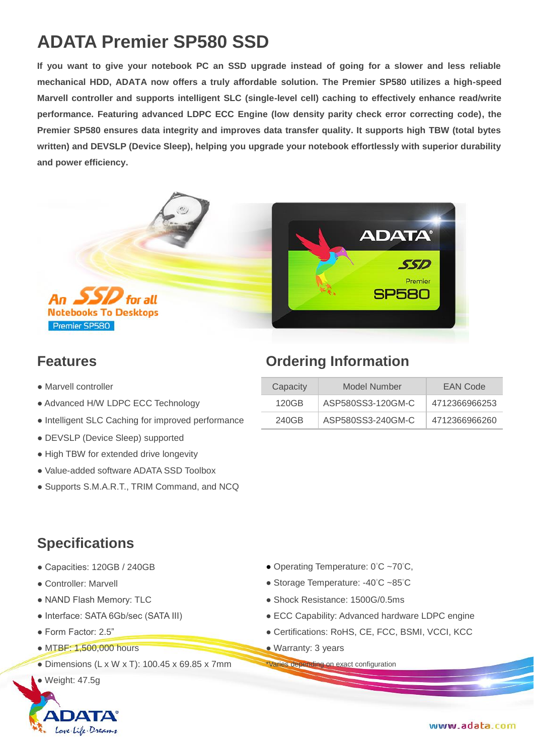# ADATA Premier SP580 SSD

**If you want to give your notebook PC an SSD upgrade instead of going for a slower and less reliable mechanical HDD, ADATA now offers a truly affordable solution. The Premier SP580 utilizes a high-speed Marvell controller and supports intelligent SLC (single-level cell) caching to effectively enhance read/write performance. Featuring advanced LDPC ECC Engine (low density parity check error correcting code), the Premier SP580 ensures data integrity and improves data transfer quality. It supports high TBW (total bytes written) and DEVSLP (Device Sleep), helping you upgrade your notebook effortlessly with superior durability and power efficiency.**

## Features

- Marvell controller
- Advanced H/W LDPC ECC Technology
- Intelligent SLC Caching for improved performance
- DEVSLP (Device Sleep) supported
- High TBW for extended drive longevity
- Value-added software ADATA SSD Toolbox
- Supports S.M.A.R.T., TRIM Command, and NCQ

## Ordering Information

| Capacity | Model Number | EAN Code |
| --- | --- | --- |
| 120GB | ASP580SS3-120GM-C | 4712366966253 |
| 240GB | ASP580SS3-240GM-C | 4712366966260 |

## Specifications

- Capacities: 120GB / 240GB
- Controller: Marvell
- NAND Flash Memory: TLC
- Interface: SATA 6Gb/sec (SATA III)
- Form Factor: 2.5"
- MTBF: 1,500,000 hours
- Dimensions (L x W x T): 100.45 x 69.85 x 7mm
- Weight: 47.5g
- Operating Temperature: 0°C ~70°C,
- Storage Temperature: -40°C ~85°C
- Shock Resistance: 1500G/0.5ms
- ECC Capability: Advanced hardware LDPC engine
- Certifications: RoHS, CE, FCC, BSMI, VCCI, KCC
- Warranty: 3 years

*Varies depending on exact configuration

www.adata.com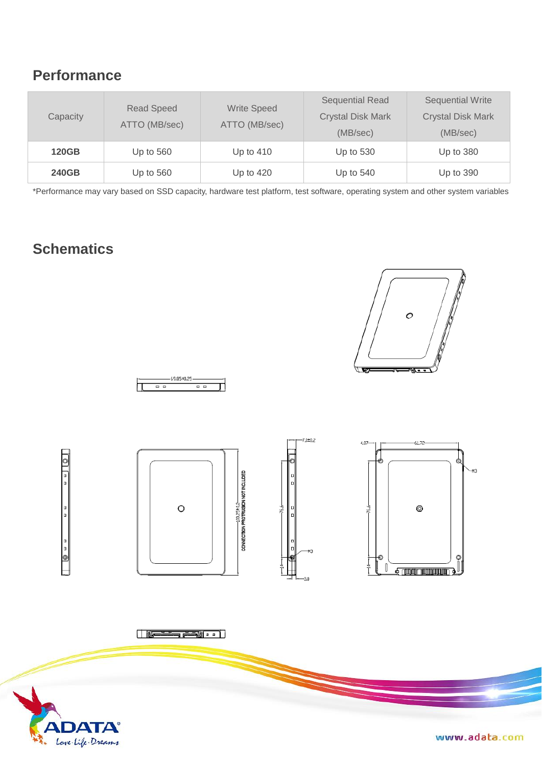## Performance

| Capacity | Read Speed ATTO (MB/sec) | Write Speed ATTO (MB/sec) | Sequential Read Crystal Disk Mark (MB/sec) | Sequential Write Crystal Disk Mark (MB/sec) |
|---|---|---|---|---|
| **120GB** | Up to 560 | Up to 410 | Up to 530 | Up to 380 |
| **240GB** | Up to 560 | Up to 420 | Up to 540 | Up to 390 |

*Performance may vary based on SSD capacity, hardware test platform, test software, operating system and other system variables

## Schematics

69.85±0.25

7.0±0.2

4.07

61.72

M3

100.2±0.2

CONNECTION PROTRUSION NOT INCLUDED

76.6

14

M3

3.0